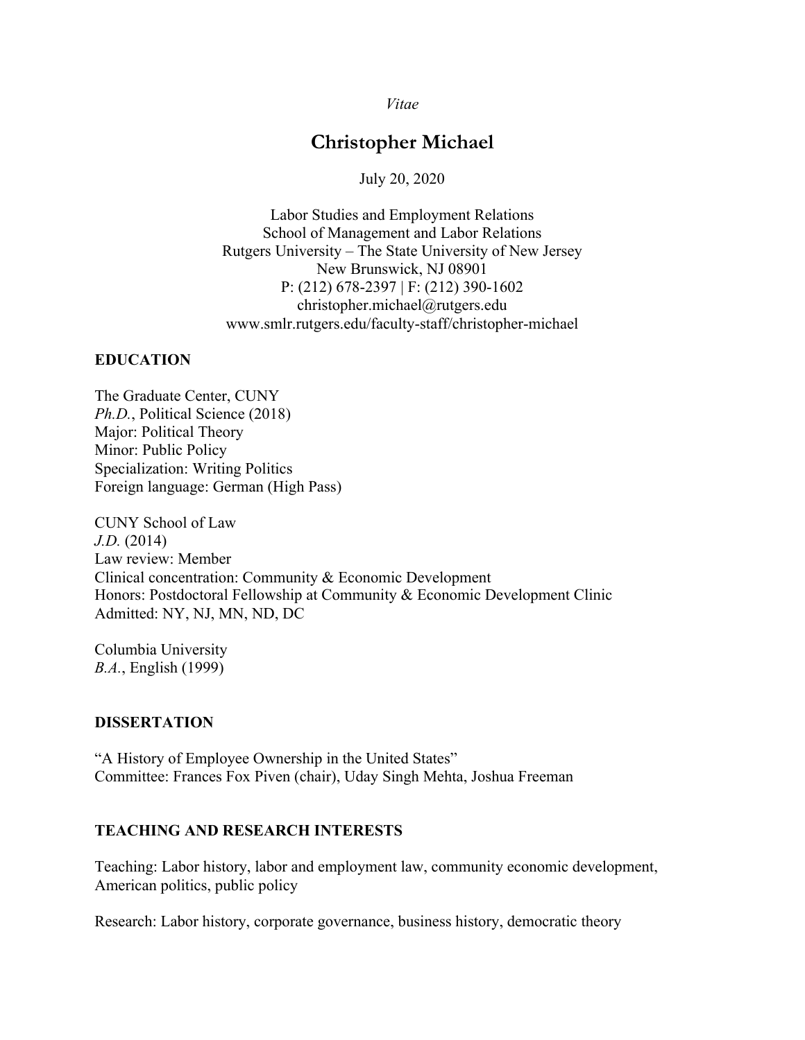*Vitae*

# Christopher Michael

July 20, 2020

Labor Studies and Employment Relations
School of Management and Labor Relations
Rutgers University – The State University of New Jersey
New Brunswick, NJ 08901
P: (212) 678-2397 | F: (212) 390-1602
christopher.michael@rutgers.edu
www.smlr.rutgers.edu/faculty-staff/christopher-michael

## EDUCATION

The Graduate Center, CUNY
*Ph.D.*, Political Science (2018)
Major: Political Theory
Minor: Public Policy
Specialization: Writing Politics
Foreign language: German (High Pass)

CUNY School of Law
*J.D.* (2014)
Law review: Member
Clinical concentration: Community & Economic Development
Honors: Postdoctoral Fellowship at Community & Economic Development Clinic
Admitted: NY, NJ, MN, ND, DC

Columbia University
*B.A.*, English (1999)

## DISSERTATION

"A History of Employee Ownership in the United States"
Committee: Frances Fox Piven (chair), Uday Singh Mehta, Joshua Freeman

## TEACHING AND RESEARCH INTERESTS

Teaching: Labor history, labor and employment law, community economic development, American politics, public policy

Research: Labor history, corporate governance, business history, democratic theory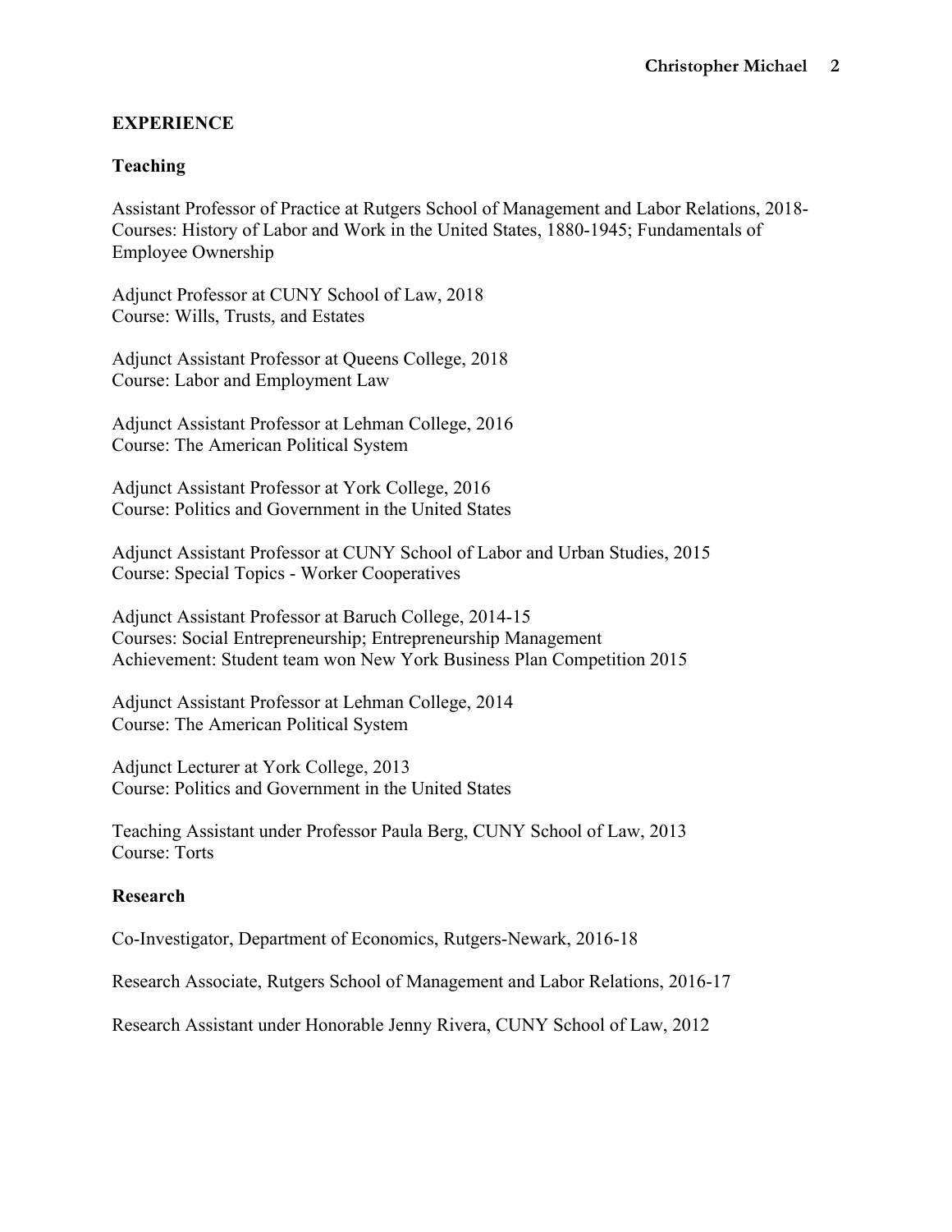## EXPERIENCE

### Teaching

Assistant Professor of Practice at Rutgers School of Management and Labor Relations, 2018-
Courses: History of Labor and Work in the United States, 1880-1945; Fundamentals of Employee Ownership

Adjunct Professor at CUNY School of Law, 2018
Course: Wills, Trusts, and Estates

Adjunct Assistant Professor at Queens College, 2018
Course: Labor and Employment Law

Adjunct Assistant Professor at Lehman College, 2016
Course: The American Political System

Adjunct Assistant Professor at York College, 2016
Course: Politics and Government in the United States

Adjunct Assistant Professor at CUNY School of Labor and Urban Studies, 2015
Course: Special Topics - Worker Cooperatives

Adjunct Assistant Professor at Baruch College, 2014-15
Courses: Social Entrepreneurship; Entrepreneurship Management
Achievement: Student team won New York Business Plan Competition 2015

Adjunct Assistant Professor at Lehman College, 2014
Course: The American Political System

Adjunct Lecturer at York College, 2013
Course: Politics and Government in the United States

Teaching Assistant under Professor Paula Berg, CUNY School of Law, 2013
Course: Torts

### Research

Co-Investigator, Department of Economics, Rutgers-Newark, 2016-18

Research Associate, Rutgers School of Management and Labor Relations, 2016-17

Research Assistant under Honorable Jenny Rivera, CUNY School of Law, 2012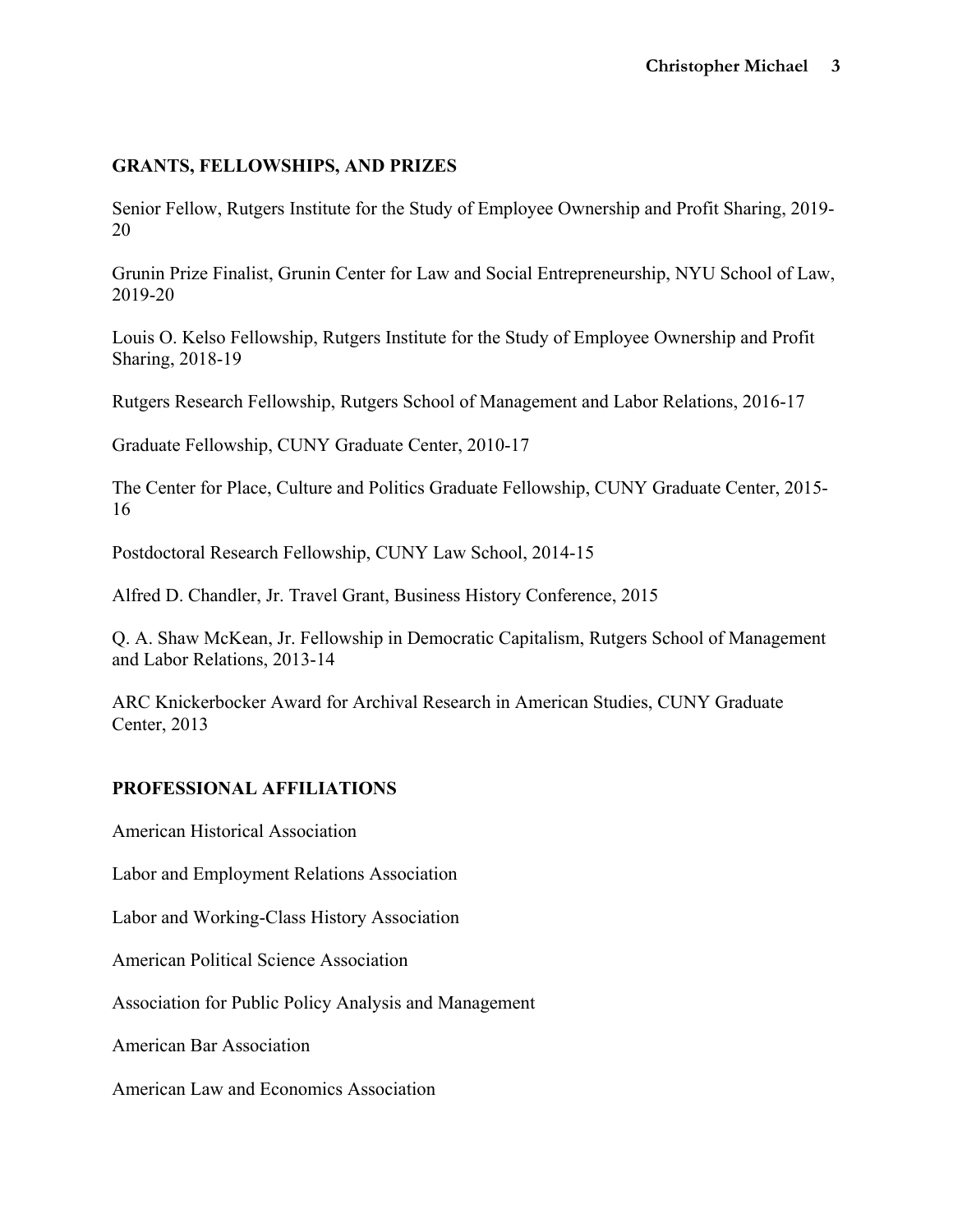## GRANTS, FELLOWSHIPS, AND PRIZES

Senior Fellow, Rutgers Institute for the Study of Employee Ownership and Profit Sharing, 2019-20

Grunin Prize Finalist, Grunin Center for Law and Social Entrepreneurship, NYU School of Law, 2019-20

Louis O. Kelso Fellowship, Rutgers Institute for the Study of Employee Ownership and Profit Sharing, 2018-19

Rutgers Research Fellowship, Rutgers School of Management and Labor Relations, 2016-17

Graduate Fellowship, CUNY Graduate Center, 2010-17

The Center for Place, Culture and Politics Graduate Fellowship, CUNY Graduate Center, 2015-16

Postdoctoral Research Fellowship, CUNY Law School, 2014-15

Alfred D. Chandler, Jr. Travel Grant, Business History Conference, 2015

Q. A. Shaw McKean, Jr. Fellowship in Democratic Capitalism, Rutgers School of Management and Labor Relations, 2013-14

ARC Knickerbocker Award for Archival Research in American Studies, CUNY Graduate Center, 2013

## PROFESSIONAL AFFILIATIONS

American Historical Association

Labor and Employment Relations Association

Labor and Working-Class History Association

American Political Science Association

Association for Public Policy Analysis and Management

American Bar Association

American Law and Economics Association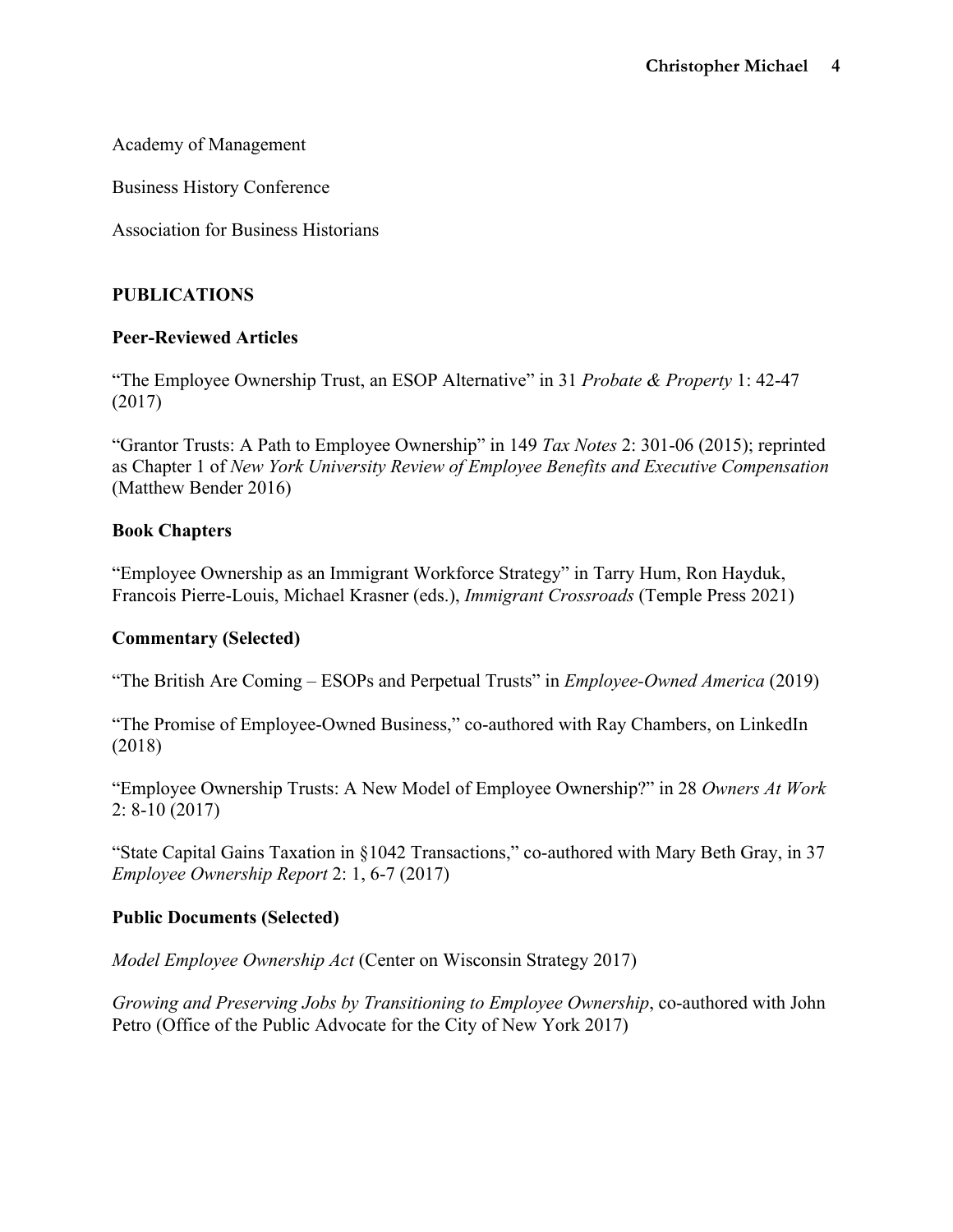Academy of Management

Business History Conference

Association for Business Historians

## PUBLICATIONS

### Peer-Reviewed Articles

"The Employee Ownership Trust, an ESOP Alternative" in 31 *Probate & Property* 1: 42-47 (2017)

"Grantor Trusts: A Path to Employee Ownership" in 149 *Tax Notes* 2: 301-06 (2015); reprinted as Chapter 1 of *New York University Review of Employee Benefits and Executive Compensation* (Matthew Bender 2016)

### Book Chapters

"Employee Ownership as an Immigrant Workforce Strategy" in Tarry Hum, Ron Hayduk, Francois Pierre-Louis, Michael Krasner (eds.), *Immigrant Crossroads* (Temple Press 2021)

### Commentary (Selected)

"The British Are Coming – ESOPs and Perpetual Trusts" in *Employee-Owned America* (2019)

"The Promise of Employee-Owned Business," co-authored with Ray Chambers, on LinkedIn (2018)

"Employee Ownership Trusts: A New Model of Employee Ownership?" in 28 *Owners At Work* 2: 8-10 (2017)

"State Capital Gains Taxation in §1042 Transactions," co-authored with Mary Beth Gray, in 37 *Employee Ownership Report* 2: 1, 6-7 (2017)

### Public Documents (Selected)

*Model Employee Ownership Act* (Center on Wisconsin Strategy 2017)

*Growing and Preserving Jobs by Transitioning to Employee Ownership*, co-authored with John Petro (Office of the Public Advocate for the City of New York 2017)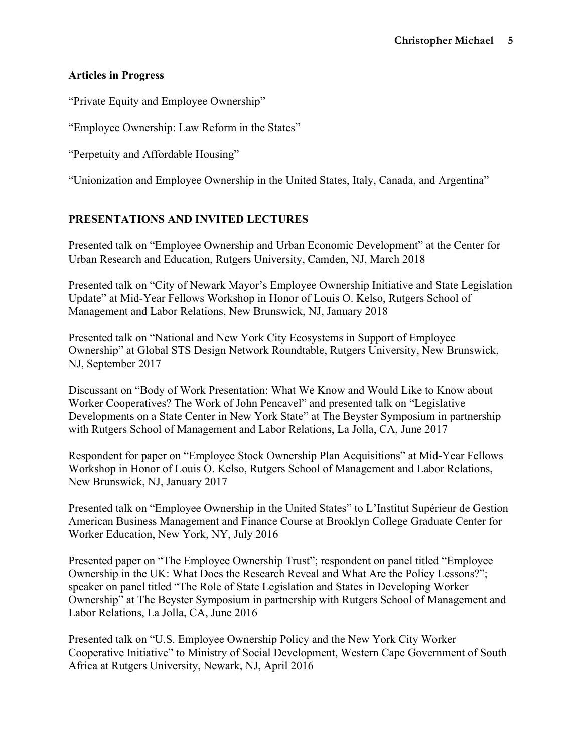**Articles in Progress**

"Private Equity and Employee Ownership"

"Employee Ownership: Law Reform in the States"

"Perpetuity and Affordable Housing"

"Unionization and Employee Ownership in the United States, Italy, Canada, and Argentina"

## PRESENTATIONS AND INVITED LECTURES

Presented talk on "Employee Ownership and Urban Economic Development" at the Center for Urban Research and Education, Rutgers University, Camden, NJ, March 2018

Presented talk on "City of Newark Mayor's Employee Ownership Initiative and State Legislation Update" at Mid-Year Fellows Workshop in Honor of Louis O. Kelso, Rutgers School of Management and Labor Relations, New Brunswick, NJ, January 2018

Presented talk on "National and New York City Ecosystems in Support of Employee Ownership" at Global STS Design Network Roundtable, Rutgers University, New Brunswick, NJ, September 2017

Discussant on "Body of Work Presentation: What We Know and Would Like to Know about Worker Cooperatives? The Work of John Pencavel" and presented talk on "Legislative Developments on a State Center in New York State" at The Beyster Symposium in partnership with Rutgers School of Management and Labor Relations, La Jolla, CA, June 2017

Respondent for paper on "Employee Stock Ownership Plan Acquisitions" at Mid-Year Fellows Workshop in Honor of Louis O. Kelso, Rutgers School of Management and Labor Relations, New Brunswick, NJ, January 2017

Presented talk on "Employee Ownership in the United States" to L'Institut Supérieur de Gestion American Business Management and Finance Course at Brooklyn College Graduate Center for Worker Education, New York, NY, July 2016

Presented paper on "The Employee Ownership Trust"; respondent on panel titled "Employee Ownership in the UK: What Does the Research Reveal and What Are the Policy Lessons?"; speaker on panel titled "The Role of State Legislation and States in Developing Worker Ownership" at The Beyster Symposium in partnership with Rutgers School of Management and Labor Relations, La Jolla, CA, June 2016

Presented talk on "U.S. Employee Ownership Policy and the New York City Worker Cooperative Initiative" to Ministry of Social Development, Western Cape Government of South Africa at Rutgers University, Newark, NJ, April 2016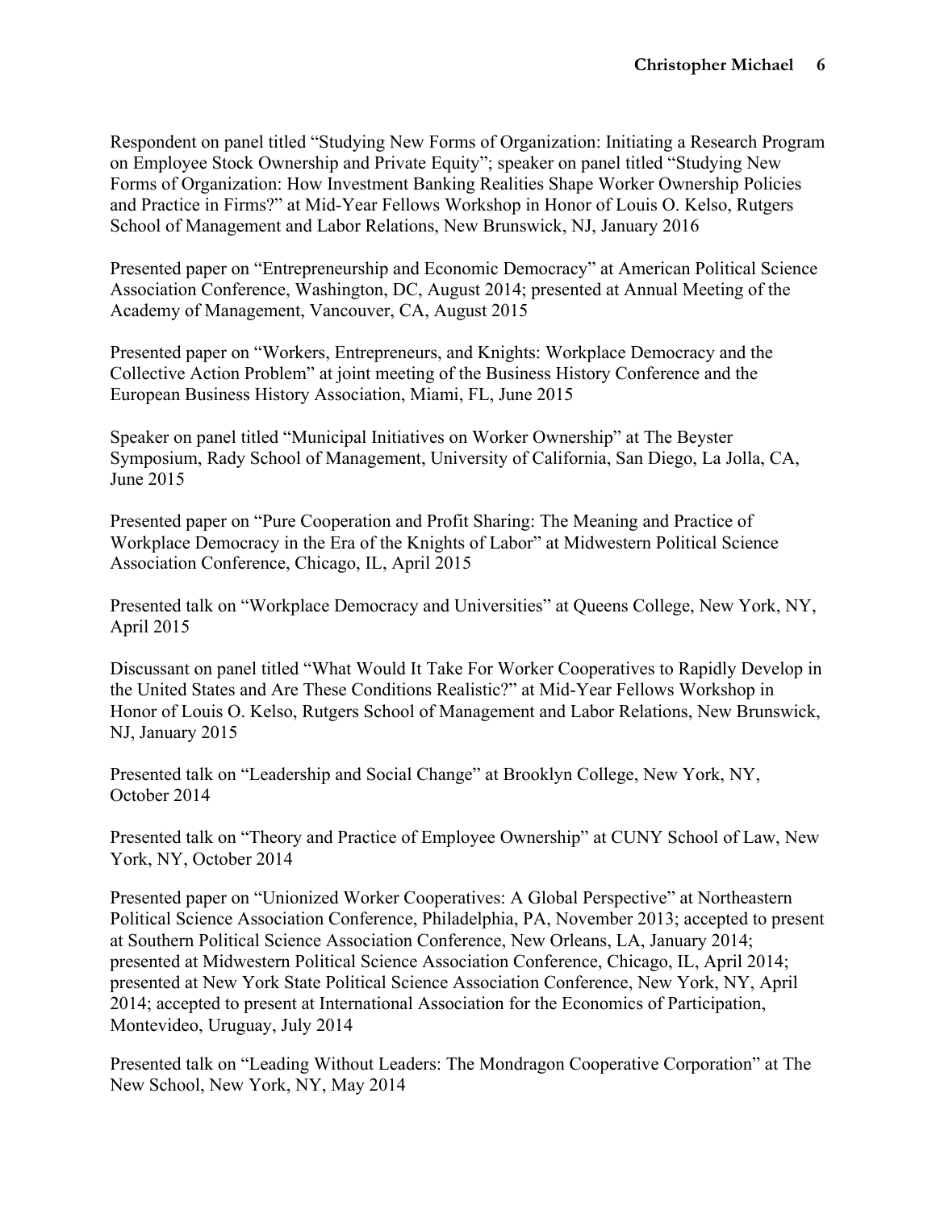Respondent on panel titled “Studying New Forms of Organization: Initiating a Research Program on Employee Stock Ownership and Private Equity”; speaker on panel titled “Studying New Forms of Organization: How Investment Banking Realities Shape Worker Ownership Policies and Practice in Firms?” at Mid-Year Fellows Workshop in Honor of Louis O. Kelso, Rutgers School of Management and Labor Relations, New Brunswick, NJ, January 2016

Presented paper on “Entrepreneurship and Economic Democracy” at American Political Science Association Conference, Washington, DC, August 2014; presented at Annual Meeting of the Academy of Management, Vancouver, CA, August 2015

Presented paper on “Workers, Entrepreneurs, and Knights: Workplace Democracy and the Collective Action Problem” at joint meeting of the Business History Conference and the European Business History Association, Miami, FL, June 2015

Speaker on panel titled “Municipal Initiatives on Worker Ownership” at The Beyster Symposium, Rady School of Management, University of California, San Diego, La Jolla, CA, June 2015

Presented paper on “Pure Cooperation and Profit Sharing: The Meaning and Practice of Workplace Democracy in the Era of the Knights of Labor” at Midwestern Political Science Association Conference, Chicago, IL, April 2015

Presented talk on “Workplace Democracy and Universities” at Queens College, New York, NY, April 2015

Discussant on panel titled “What Would It Take For Worker Cooperatives to Rapidly Develop in the United States and Are These Conditions Realistic?” at Mid-Year Fellows Workshop in Honor of Louis O. Kelso, Rutgers School of Management and Labor Relations, New Brunswick, NJ, January 2015

Presented talk on “Leadership and Social Change” at Brooklyn College, New York, NY, October 2014

Presented talk on “Theory and Practice of Employee Ownership” at CUNY School of Law, New York, NY, October 2014

Presented paper on “Unionized Worker Cooperatives: A Global Perspective” at Northeastern Political Science Association Conference, Philadelphia, PA, November 2013; accepted to present at Southern Political Science Association Conference, New Orleans, LA, January 2014; presented at Midwestern Political Science Association Conference, Chicago, IL, April 2014; presented at New York State Political Science Association Conference, New York, NY, April 2014; accepted to present at International Association for the Economics of Participation, Montevideo, Uruguay, July 2014

Presented talk on “Leading Without Leaders: The Mondragon Cooperative Corporation” at The New School, New York, NY, May 2014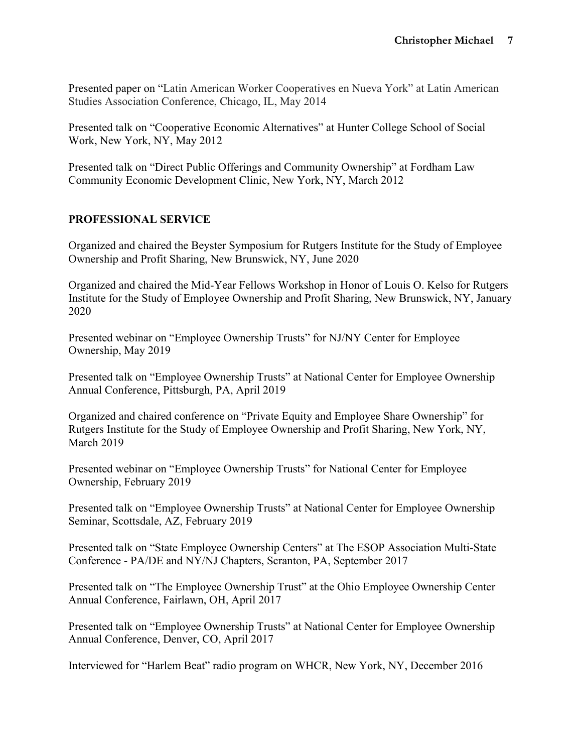Presented paper on "Latin American Worker Cooperatives en Nueva York" at Latin American Studies Association Conference, Chicago, IL, May 2014

Presented talk on "Cooperative Economic Alternatives" at Hunter College School of Social Work, New York, NY, May 2012

Presented talk on "Direct Public Offerings and Community Ownership" at Fordham Law Community Economic Development Clinic, New York, NY, March 2012

## PROFESSIONAL SERVICE

Organized and chaired the Beyster Symposium for Rutgers Institute for the Study of Employee Ownership and Profit Sharing, New Brunswick, NY, June 2020

Organized and chaired the Mid-Year Fellows Workshop in Honor of Louis O. Kelso for Rutgers Institute for the Study of Employee Ownership and Profit Sharing, New Brunswick, NY, January 2020

Presented webinar on "Employee Ownership Trusts" for NJ/NY Center for Employee Ownership, May 2019

Presented talk on "Employee Ownership Trusts" at National Center for Employee Ownership Annual Conference, Pittsburgh, PA, April 2019

Organized and chaired conference on "Private Equity and Employee Share Ownership" for Rutgers Institute for the Study of Employee Ownership and Profit Sharing, New York, NY, March 2019

Presented webinar on "Employee Ownership Trusts" for National Center for Employee Ownership, February 2019

Presented talk on "Employee Ownership Trusts" at National Center for Employee Ownership Seminar, Scottsdale, AZ, February 2019

Presented talk on "State Employee Ownership Centers" at The ESOP Association Multi-State Conference - PA/DE and NY/NJ Chapters, Scranton, PA, September 2017

Presented talk on "The Employee Ownership Trust" at the Ohio Employee Ownership Center Annual Conference, Fairlawn, OH, April 2017

Presented talk on "Employee Ownership Trusts" at National Center for Employee Ownership Annual Conference, Denver, CO, April 2017

Interviewed for "Harlem Beat" radio program on WHCR, New York, NY, December 2016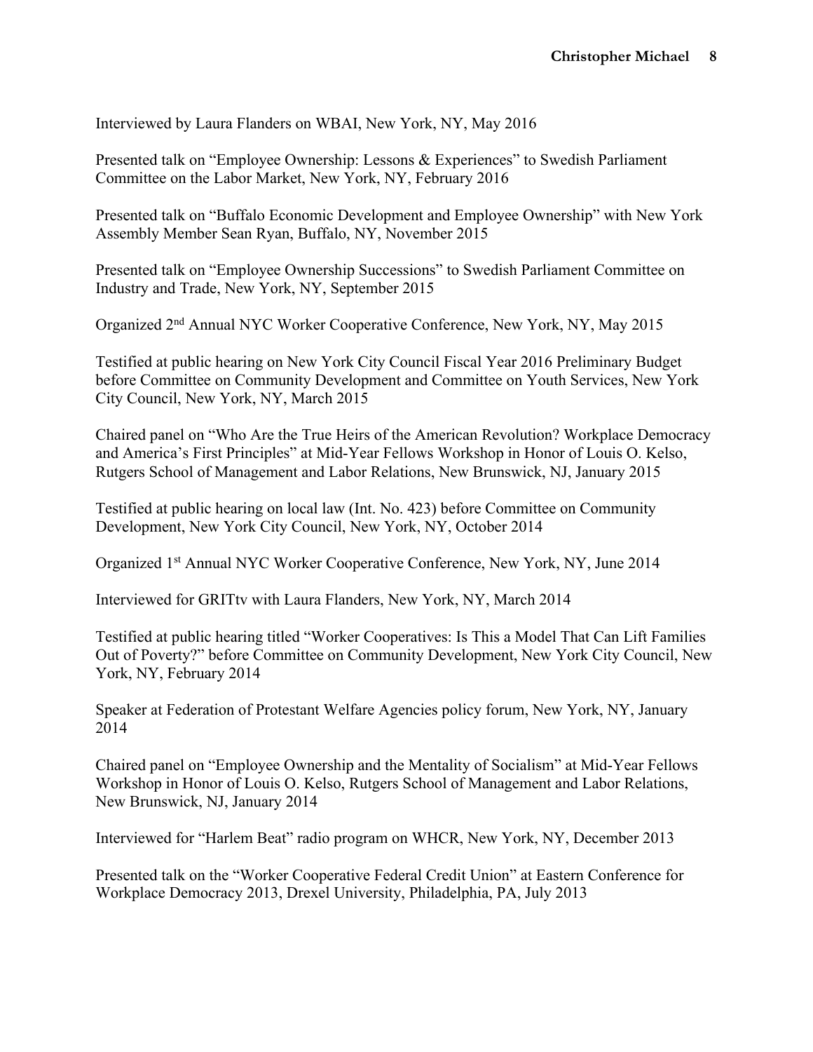Interviewed by Laura Flanders on WBAI, New York, NY, May 2016

Presented talk on "Employee Ownership: Lessons & Experiences" to Swedish Parliament Committee on the Labor Market, New York, NY, February 2016

Presented talk on "Buffalo Economic Development and Employee Ownership" with New York Assembly Member Sean Ryan, Buffalo, NY, November 2015

Presented talk on "Employee Ownership Successions" to Swedish Parliament Committee on Industry and Trade, New York, NY, September 2015

Organized 2nd Annual NYC Worker Cooperative Conference, New York, NY, May 2015

Testified at public hearing on New York City Council Fiscal Year 2016 Preliminary Budget before Committee on Community Development and Committee on Youth Services, New York City Council, New York, NY, March 2015

Chaired panel on "Who Are the True Heirs of the American Revolution? Workplace Democracy and America's First Principles" at Mid-Year Fellows Workshop in Honor of Louis O. Kelso, Rutgers School of Management and Labor Relations, New Brunswick, NJ, January 2015

Testified at public hearing on local law (Int. No. 423) before Committee on Community Development, New York City Council, New York, NY, October 2014

Organized 1st Annual NYC Worker Cooperative Conference, New York, NY, June 2014

Interviewed for GRITtv with Laura Flanders, New York, NY, March 2014

Testified at public hearing titled "Worker Cooperatives: Is This a Model That Can Lift Families Out of Poverty?" before Committee on Community Development, New York City Council, New York, NY, February 2014

Speaker at Federation of Protestant Welfare Agencies policy forum, New York, NY, January 2014

Chaired panel on "Employee Ownership and the Mentality of Socialism" at Mid-Year Fellows Workshop in Honor of Louis O. Kelso, Rutgers School of Management and Labor Relations, New Brunswick, NJ, January 2014

Interviewed for "Harlem Beat" radio program on WHCR, New York, NY, December 2013

Presented talk on the "Worker Cooperative Federal Credit Union" at Eastern Conference for Workplace Democracy 2013, Drexel University, Philadelphia, PA, July 2013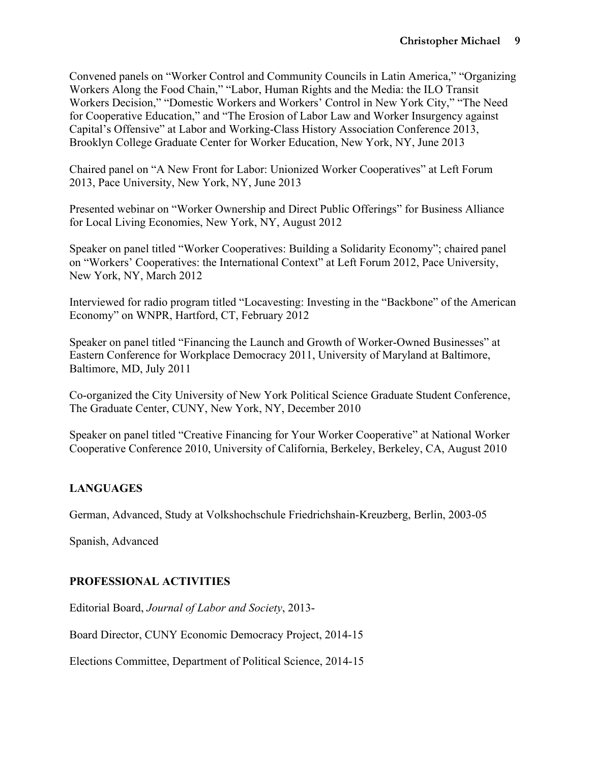Convened panels on "Worker Control and Community Councils in Latin America," "Organizing Workers Along the Food Chain," "Labor, Human Rights and the Media: the ILO Transit Workers Decision," "Domestic Workers and Workers' Control in New York City," "The Need for Cooperative Education," and "The Erosion of Labor Law and Worker Insurgency against Capital's Offensive" at Labor and Working-Class History Association Conference 2013, Brooklyn College Graduate Center for Worker Education, New York, NY, June 2013

Chaired panel on "A New Front for Labor: Unionized Worker Cooperatives" at Left Forum 2013, Pace University, New York, NY, June 2013

Presented webinar on "Worker Ownership and Direct Public Offerings" for Business Alliance for Local Living Economies, New York, NY, August 2012

Speaker on panel titled "Worker Cooperatives: Building a Solidarity Economy"; chaired panel on "Workers' Cooperatives: the International Context" at Left Forum 2012, Pace University, New York, NY, March 2012

Interviewed for radio program titled "Locavesting: Investing in the "Backbone" of the American Economy" on WNPR, Hartford, CT, February 2012

Speaker on panel titled "Financing the Launch and Growth of Worker-Owned Businesses" at Eastern Conference for Workplace Democracy 2011, University of Maryland at Baltimore, Baltimore, MD, July 2011

Co-organized the City University of New York Political Science Graduate Student Conference, The Graduate Center, CUNY, New York, NY, December 2010

Speaker on panel titled "Creative Financing for Your Worker Cooperative" at National Worker Cooperative Conference 2010, University of California, Berkeley, Berkeley, CA, August 2010

## LANGUAGES

German, Advanced, Study at Volkshochschule Friedrichshain-Kreuzberg, Berlin, 2003-05

Spanish, Advanced

## PROFESSIONAL ACTIVITIES

Editorial Board, *Journal of Labor and Society*, 2013-

Board Director, CUNY Economic Democracy Project, 2014-15

Elections Committee, Department of Political Science, 2014-15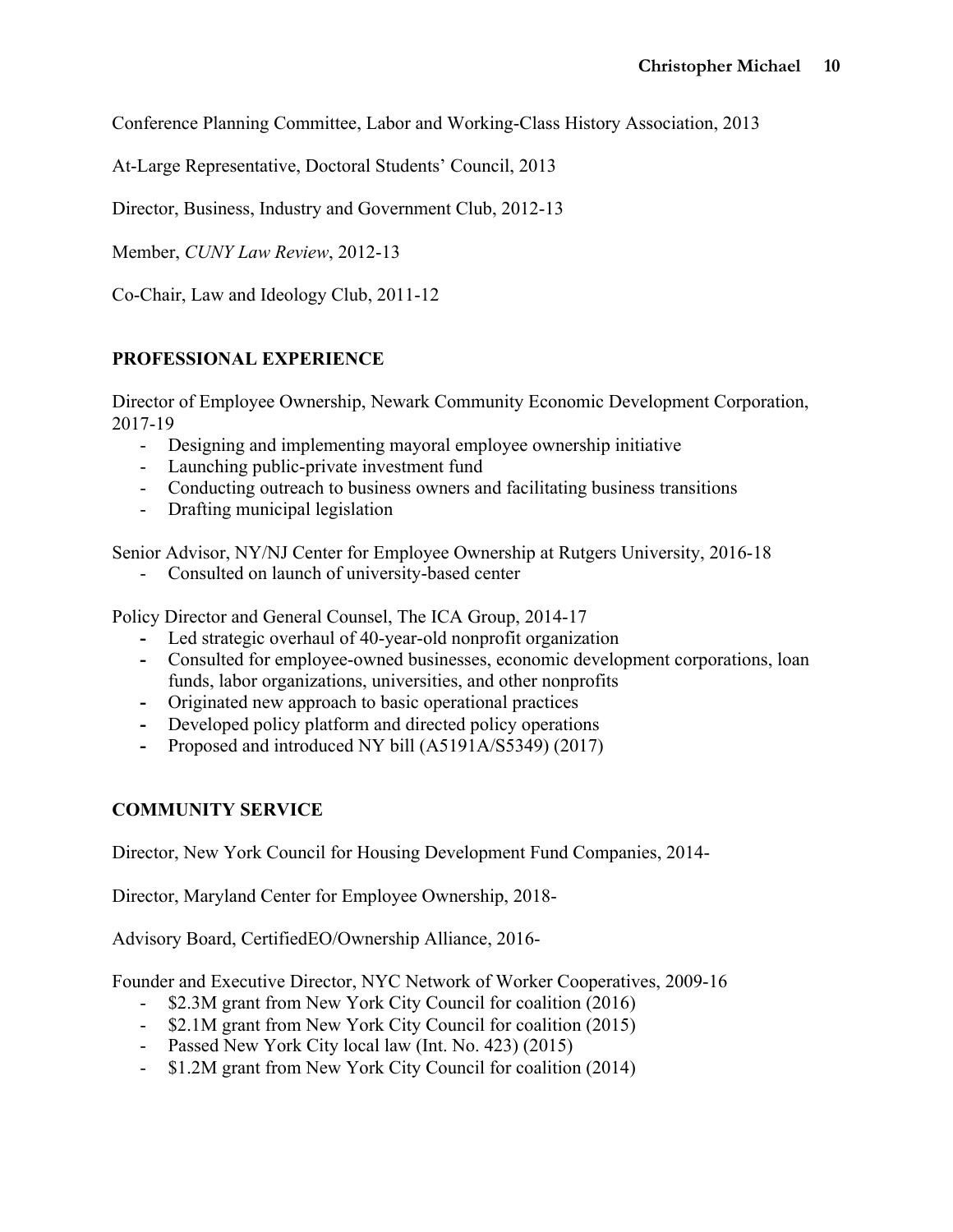Conference Planning Committee, Labor and Working-Class History Association, 2013

At-Large Representative, Doctoral Students' Council, 2013

Director, Business, Industry and Government Club, 2012-13

Member, *CUNY Law Review*, 2012-13

Co-Chair, Law and Ideology Club, 2011-12

## PROFESSIONAL EXPERIENCE

Director of Employee Ownership, Newark Community Economic Development Corporation, 2017-19

- Designing and implementing mayoral employee ownership initiative
- Launching public-private investment fund
- Conducting outreach to business owners and facilitating business transitions
- Drafting municipal legislation

Senior Advisor, NY/NJ Center for Employee Ownership at Rutgers University, 2016-18

- Consulted on launch of university-based center

Policy Director and General Counsel, The ICA Group, 2014-17

- Led strategic overhaul of 40-year-old nonprofit organization
- Consulted for employee-owned businesses, economic development corporations, loan funds, labor organizations, universities, and other nonprofits
- Originated new approach to basic operational practices
- Developed policy platform and directed policy operations
- Proposed and introduced NY bill (A5191A/S5349) (2017)

## COMMUNITY SERVICE

Director, New York Council for Housing Development Fund Companies, 2014-

Director, Maryland Center for Employee Ownership, 2018-

Advisory Board, CertifiedEO/Ownership Alliance, 2016-

Founder and Executive Director, NYC Network of Worker Cooperatives, 2009-16

- $2.3M grant from New York City Council for coalition (2016)
- $2.1M grant from New York City Council for coalition (2015)
- Passed New York City local law (Int. No. 423) (2015)
- $1.2M grant from New York City Council for coalition (2014)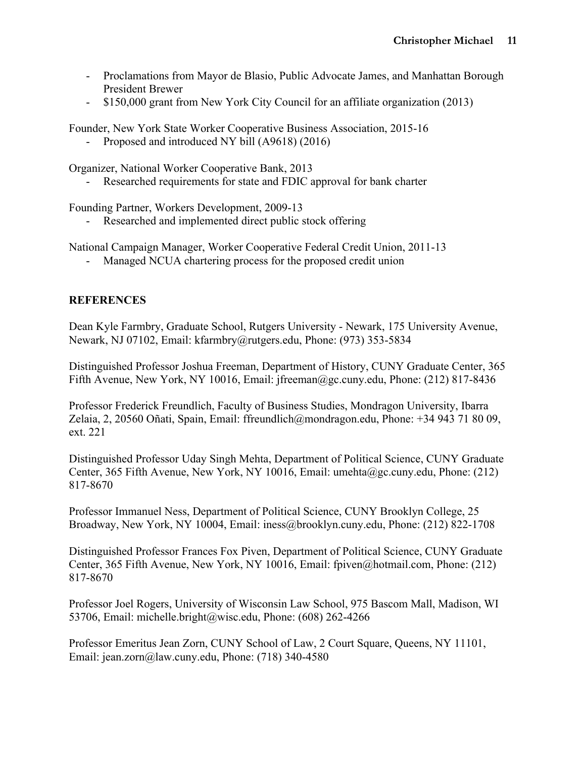- Proclamations from Mayor de Blasio, Public Advocate James, and Manhattan Borough President Brewer
- $150,000 grant from New York City Council for an affiliate organization (2013)

Founder, New York State Worker Cooperative Business Association, 2015-16

- Proposed and introduced NY bill (A9618) (2016)

Organizer, National Worker Cooperative Bank, 2013

- Researched requirements for state and FDIC approval for bank charter

Founding Partner, Workers Development, 2009-13

- Researched and implemented direct public stock offering

National Campaign Manager, Worker Cooperative Federal Credit Union, 2011-13

- Managed NCUA chartering process for the proposed credit union

## REFERENCES

Dean Kyle Farmbry, Graduate School, Rutgers University - Newark, 175 University Avenue, Newark, NJ 07102, Email: kfarmbry@rutgers.edu, Phone: (973) 353-5834

Distinguished Professor Joshua Freeman, Department of History, CUNY Graduate Center, 365 Fifth Avenue, New York, NY 10016, Email: jfreeman@gc.cuny.edu, Phone: (212) 817-8436

Professor Frederick Freundlich, Faculty of Business Studies, Mondragon University, Ibarra Zelaia, 2, 20560 Oñati, Spain, Email: ffreundlich@mondragon.edu, Phone: +34 943 71 80 09, ext. 221

Distinguished Professor Uday Singh Mehta, Department of Political Science, CUNY Graduate Center, 365 Fifth Avenue, New York, NY 10016, Email: umehta@gc.cuny.edu, Phone: (212) 817-8670

Professor Immanuel Ness, Department of Political Science, CUNY Brooklyn College, 25 Broadway, New York, NY 10004, Email: iness@brooklyn.cuny.edu, Phone: (212) 822-1708

Distinguished Professor Frances Fox Piven, Department of Political Science, CUNY Graduate Center, 365 Fifth Avenue, New York, NY 10016, Email: fpiven@hotmail.com, Phone: (212) 817-8670

Professor Joel Rogers, University of Wisconsin Law School, 975 Bascom Mall, Madison, WI 53706, Email: michelle.bright@wisc.edu, Phone: (608) 262-4266

Professor Emeritus Jean Zorn, CUNY School of Law, 2 Court Square, Queens, NY 11101, Email: jean.zorn@law.cuny.edu, Phone: (718) 340-4580